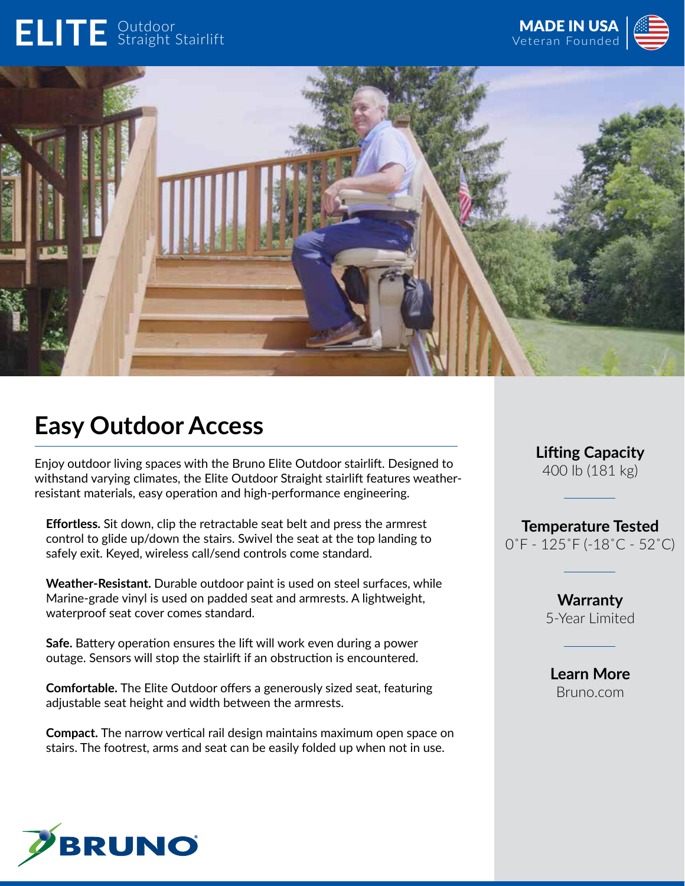# ELITE Outdoor Straight Stairlift

**MADE IN USA**
Veteran Founded

## Easy Outdoor Access

Enjoy outdoor living spaces with the Bruno Elite Outdoor stairlift. Designed to withstand varying climates, the Elite Outdoor Straight stairlift features weather-resistant materials, easy operation and high-performance engineering.

**Effortless.** Sit down, clip the retractable seat belt and press the armrest control to glide up/down the stairs. Swivel the seat at the top landing to safely exit. Keyed, wireless call/send controls come standard.

**Weather-Resistant.** Durable outdoor paint is used on steel surfaces, while Marine-grade vinyl is used on padded seat and armrests. A lightweight, waterproof seat cover comes standard.

**Safe.** Battery operation ensures the lift will work even during a power outage. Sensors will stop the stairlift if an obstruction is encountered.

**Comfortable.** The Elite Outdoor offers a generously sized seat, featuring adjustable seat height and width between the armrests.

**Compact.** The narrow vertical rail design maintains maximum open space on stairs. The footrest, arms and seat can be easily folded up when not in use.

**Lifting Capacity**
400 lb (181 kg)

**Temperature Tested**
0˚F - 125˚F (-18˚C - 52˚C)

**Warranty**
5-Year Limited

**Learn More**
Bruno.com

BRUNO®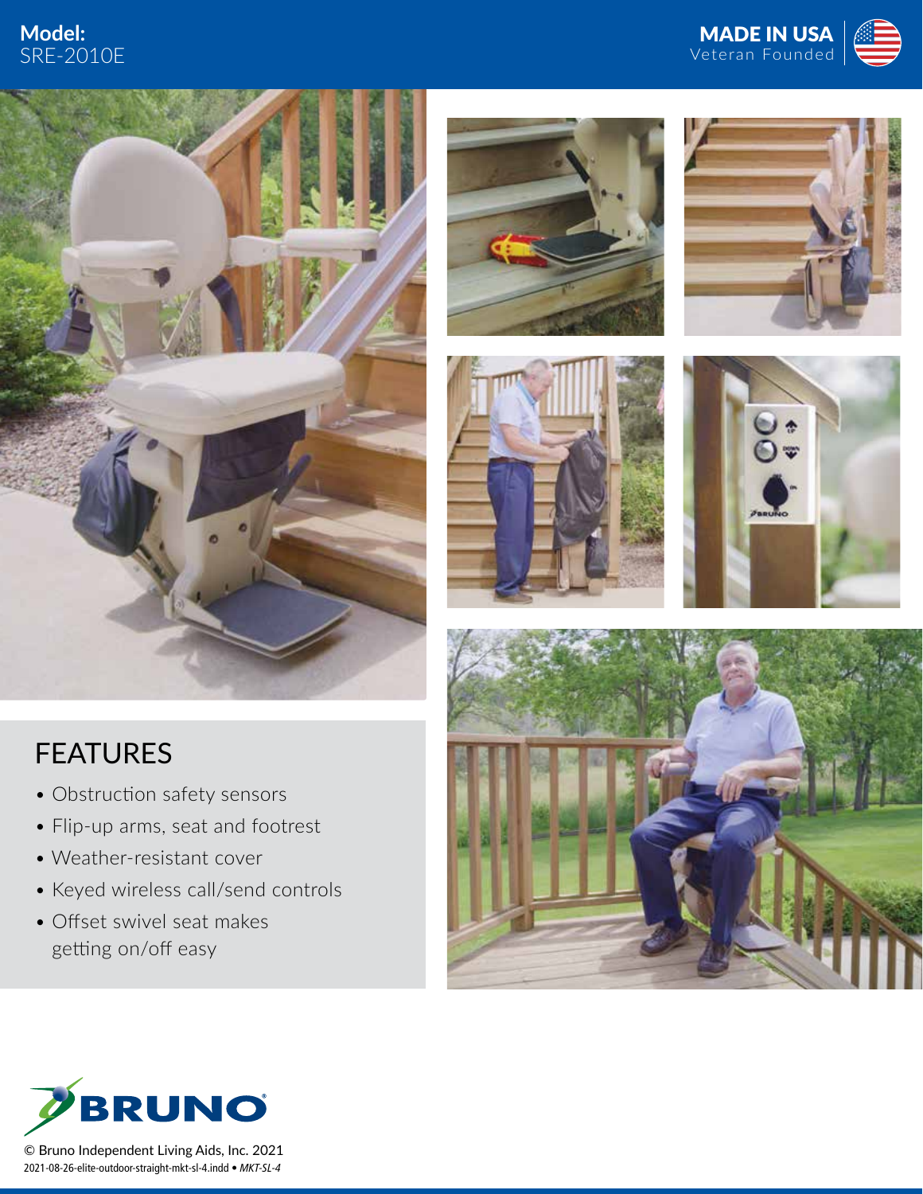**Model:**
SRE-2010E

**MADE IN USA**
Veteran Founded

## FEATURES

- Obstruction safety sensors
- Flip-up arms, seat and footrest
- Weather-resistant cover
- Keyed wireless call/send controls
- Offset swivel seat makes getting on/off easy

BRUNO

© Bruno Independent Living Aids, Inc. 2021
2021-08-26-elite-outdoor-straight-mkt-sl-4.indd • *MKT-SL-4*